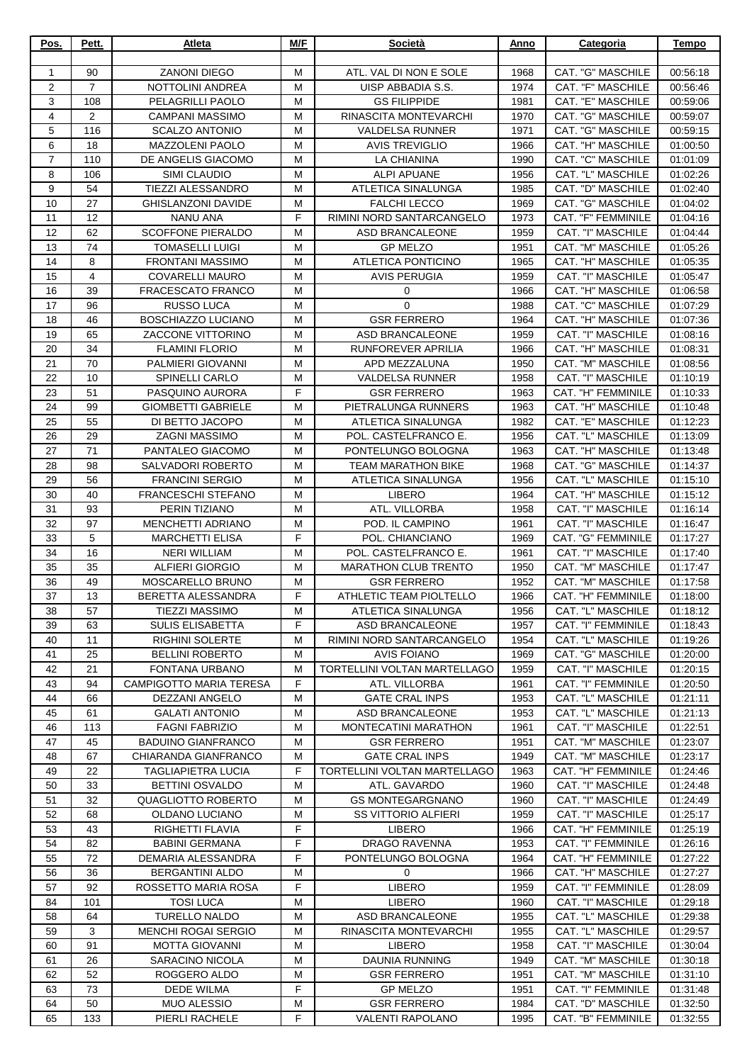| Pos. | Pett. | Atleta | M/F | Società | Anno | Categoria | Tempo |
|---|---|---|---|---|---|---|---|
| 1 | 90 | ZANONI DIEGO | M | ATL. VAL DI NON E SOLE | 1968 | CAT. "G" MASCHILE | 00:56:18 |
| 2 | 7 | NOTTOLINI ANDREA | M | UISP ABBADIA S.S. | 1974 | CAT. "F" MASCHILE | 00:56:46 |
| 3 | 108 | PELAGRILLI PAOLO | M | GS FILIPPIDE | 1981 | CAT. "E" MASCHILE | 00:59:06 |
| 4 | 2 | CAMPANI MASSIMO | M | RINASCITA MONTEVARCHI | 1970 | CAT. "G" MASCHILE | 00:59:07 |
| 5 | 116 | SCALZO ANTONIO | M | VALDELSA RUNNER | 1971 | CAT. "G" MASCHILE | 00:59:15 |
| 6 | 18 | MAZZOLENI PAOLO | M | AVIS TREVIGLIO | 1966 | CAT. "H" MASCHILE | 01:00:50 |
| 7 | 110 | DE ANGELIS GIACOMO | M | LA CHIANINA | 1990 | CAT. "C" MASCHILE | 01:01:09 |
| 8 | 106 | SIMI CLAUDIO | M | ALPI APUANE | 1956 | CAT. "L" MASCHILE | 01:02:26 |
| 9 | 54 | TIEZZI ALESSANDRO | M | ATLETICA SINALUNGA | 1985 | CAT. "D" MASCHILE | 01:02:40 |
| 10 | 27 | GHISLANZONI DAVIDE | M | FALCHI LECCO | 1969 | CAT. "G" MASCHILE | 01:04:02 |
| 11 | 12 | NANU ANA | F | RIMINI NORD SANTARCANGELO | 1973 | CAT. "F" FEMMINILE | 01:04:16 |
| 12 | 62 | SCOFFONE PIERALDO | M | ASD BRANCALEONE | 1959 | CAT. "I" MASCHILE | 01:04:44 |
| 13 | 74 | TOMASELLI LUIGI | M | GP MELZO | 1951 | CAT. "M" MASCHILE | 01:05:26 |
| 14 | 8 | FRONTANI MASSIMO | M | ATLETICA PONTICINO | 1965 | CAT. "H" MASCHILE | 01:05:35 |
| 15 | 4 | COVARELLI MAURO | M | AVIS PERUGIA | 1959 | CAT. "I" MASCHILE | 01:05:47 |
| 16 | 39 | FRACESCATO FRANCO | M | 0 | 1966 | CAT. "H" MASCHILE | 01:06:58 |
| 17 | 96 | RUSSO LUCA | M | 0 | 1988 | CAT. "C" MASCHILE | 01:07:29 |
| 18 | 46 | BOSCHIAZZO LUCIANO | M | GSR FERRERO | 1964 | CAT. "H" MASCHILE | 01:07:36 |
| 19 | 65 | ZACCONE VITTORINO | M | ASD BRANCALEONE | 1959 | CAT. "I" MASCHILE | 01:08:16 |
| 20 | 34 | FLAMINI FLORIO | M | RUNFOREVER APRILIA | 1966 | CAT. "H" MASCHILE | 01:08:31 |
| 21 | 70 | PALMIERI GIOVANNI | M | APD MEZZALUNA | 1950 | CAT. "M" MASCHILE | 01:08:56 |
| 22 | 10 | SPINELLI CARLO | M | VALDELSA RUNNER | 1958 | CAT. "I" MASCHILE | 01:10:19 |
| 23 | 51 | PASQUINO AURORA | F | GSR FERRERO | 1963 | CAT. "H" FEMMINILE | 01:10:33 |
| 24 | 99 | GIOMBETTI GABRIELE | M | PIETRALUNGA RUNNERS | 1963 | CAT. "H" MASCHILE | 01:10:48 |
| 25 | 55 | DI BETTO JACOPO | M | ATLETICA SINALUNGA | 1982 | CAT. "E" MASCHILE | 01:12:23 |
| 26 | 29 | ZAGNI MASSIMO | M | POL. CASTELFRANCO E. | 1956 | CAT. "L" MASCHILE | 01:13:09 |
| 27 | 71 | PANTALEO GIACOMO | M | PONTELUNGO BOLOGNA | 1963 | CAT. "H" MASCHILE | 01:13:48 |
| 28 | 98 | SALVADORI ROBERTO | M | TEAM MARATHON BIKE | 1968 | CAT. "G" MASCHILE | 01:14:37 |
| 29 | 56 | FRANCINI SERGIO | M | ATLETICA SINALUNGA | 1956 | CAT. "L" MASCHILE | 01:15:10 |
| 30 | 40 | FRANCESCHI STEFANO | M | LIBERO | 1964 | CAT. "H" MASCHILE | 01:15:12 |
| 31 | 93 | PERIN TIZIANO | M | ATL. VILLORBA | 1958 | CAT. "I" MASCHILE | 01:16:14 |
| 32 | 97 | MENCHETTI ADRIANO | M | POD. IL CAMPINO | 1961 | CAT. "I" MASCHILE | 01:16:47 |
| 33 | 5 | MARCHETTI ELISA | F | POL. CHIANCIANO | 1969 | CAT. "G" FEMMINILE | 01:17:27 |
| 34 | 16 | NERI WILLIAM | M | POL. CASTELFRANCO E. | 1961 | CAT. "I" MASCHILE | 01:17:40 |
| 35 | 35 | ALFIERI GIORGIO | M | MARATHON CLUB TRENTO | 1950 | CAT. "M" MASCHILE | 01:17:47 |
| 36 | 49 | MOSCARELLO BRUNO | M | GSR FERRERO | 1952 | CAT. "M" MASCHILE | 01:17:58 |
| 37 | 13 | BERETTA ALESSANDRA | F | ATHLETIC TEAM PIOLTELLO | 1966 | CAT. "H" FEMMINILE | 01:18:00 |
| 38 | 57 | TIEZZI MASSIMO | M | ATLETICA SINALUNGA | 1956 | CAT. "L" MASCHILE | 01:18:12 |
| 39 | 63 | SULIS ELISABETTA | F | ASD BRANCALEONE | 1957 | CAT. "I" FEMMINILE | 01:18:43 |
| 40 | 11 | RIGHINI SOLERTE | M | RIMINI NORD SANTARCANGELO | 1954 | CAT. "L" MASCHILE | 01:19:26 |
| 41 | 25 | BELLINI ROBERTO | M | AVIS FOIANO | 1969 | CAT. "G" MASCHILE | 01:20:00 |
| 42 | 21 | FONTANA URBANO | M | TORTELLINI VOLTAN MARTELLAGO | 1959 | CAT. "I" MASCHILE | 01:20:15 |
| 43 | 94 | CAMPIGOTTO MARIA TERESA | F | ATL. VILLORBA | 1961 | CAT. "I" FEMMINILE | 01:20:50 |
| 44 | 66 | DEZZANI ANGELO | M | GATE CRAL INPS | 1953 | CAT. "L" MASCHILE | 01:21:11 |
| 45 | 61 | GALATI ANTONIO | M | ASD BRANCALEONE | 1953 | CAT. "L" MASCHILE | 01:21:13 |
| 46 | 113 | FAGNI FABRIZIO | M | MONTECATINI MARATHON | 1961 | CAT. "I" MASCHILE | 01:22:51 |
| 47 | 45 | BADUINO GIANFRANCO | M | GSR FERRERO | 1951 | CAT. "M" MASCHILE | 01:23:07 |
| 48 | 67 | CHIARANDA GIANFRANCO | M | GATE CRAL INPS | 1949 | CAT. "M" MASCHILE | 01:23:17 |
| 49 | 22 | TAGLIAPIETRA LUCIA | F | TORTELLINI VOLTAN MARTELLAGO | 1963 | CAT. "H" FEMMINILE | 01:24:46 |
| 50 | 33 | BETTINI OSVALDO | M | ATL. GAVARDO | 1960 | CAT. "I" MASCHILE | 01:24:48 |
| 51 | 32 | QUAGLIOTTO ROBERTO | M | GS MONTEGARGNANO | 1960 | CAT. "I" MASCHILE | 01:24:49 |
| 52 | 68 | OLDANO LUCIANO | M | SS VITTORIO ALFIERI | 1959 | CAT. "I" MASCHILE | 01:25:17 |
| 53 | 43 | RIGHETTI FLAVIA | F | LIBERO | 1966 | CAT. "H" FEMMINILE | 01:25:19 |
| 54 | 82 | BABINI GERMANA | F | DRAGO RAVENNA | 1953 | CAT. "I" FEMMINILE | 01:26:16 |
| 55 | 72 | DEMARIA ALESSANDRA | F | PONTELUNGO BOLOGNA | 1964 | CAT. "H" FEMMINILE | 01:27:22 |
| 56 | 36 | BERGANTINI ALDO | M | 0 | 1966 | CAT. "H" MASCHILE | 01:27:27 |
| 57 | 92 | ROSSETTO MARIA ROSA | F | LIBERO | 1959 | CAT. "I" FEMMINILE | 01:28:09 |
| 84 | 101 | TOSI LUCA | M | LIBERO | 1960 | CAT. "I" MASCHILE | 01:29:18 |
| 58 | 64 | TURELLO NALDO | M | ASD BRANCALEONE | 1955 | CAT. "L" MASCHILE | 01:29:38 |
| 59 | 3 | MENCHI ROGAI SERGIO | M | RINASCITA MONTEVARCHI | 1955 | CAT. "L" MASCHILE | 01:29:57 |
| 60 | 91 | MOTTA GIOVANNI | M | LIBERO | 1958 | CAT. "I" MASCHILE | 01:30:04 |
| 61 | 26 | SARACINO NICOLA | M | DAUNIA RUNNING | 1949 | CAT. "M" MASCHILE | 01:30:18 |
| 62 | 52 | ROGGERO ALDO | M | GSR FERRERO | 1951 | CAT. "M" MASCHILE | 01:31:10 |
| 63 | 73 | DEDE WILMA | F | GP MELZO | 1951 | CAT. "I" FEMMINILE | 01:31:48 |
| 64 | 50 | MUO ALESSIO | M | GSR FERRERO | 1984 | CAT. "D" MASCHILE | 01:32:50 |
| 65 | 133 | PIERLI RACHELE | F | VALENTI RAPOLANO | 1995 | CAT. "B" FEMMINILE | 01:32:55 |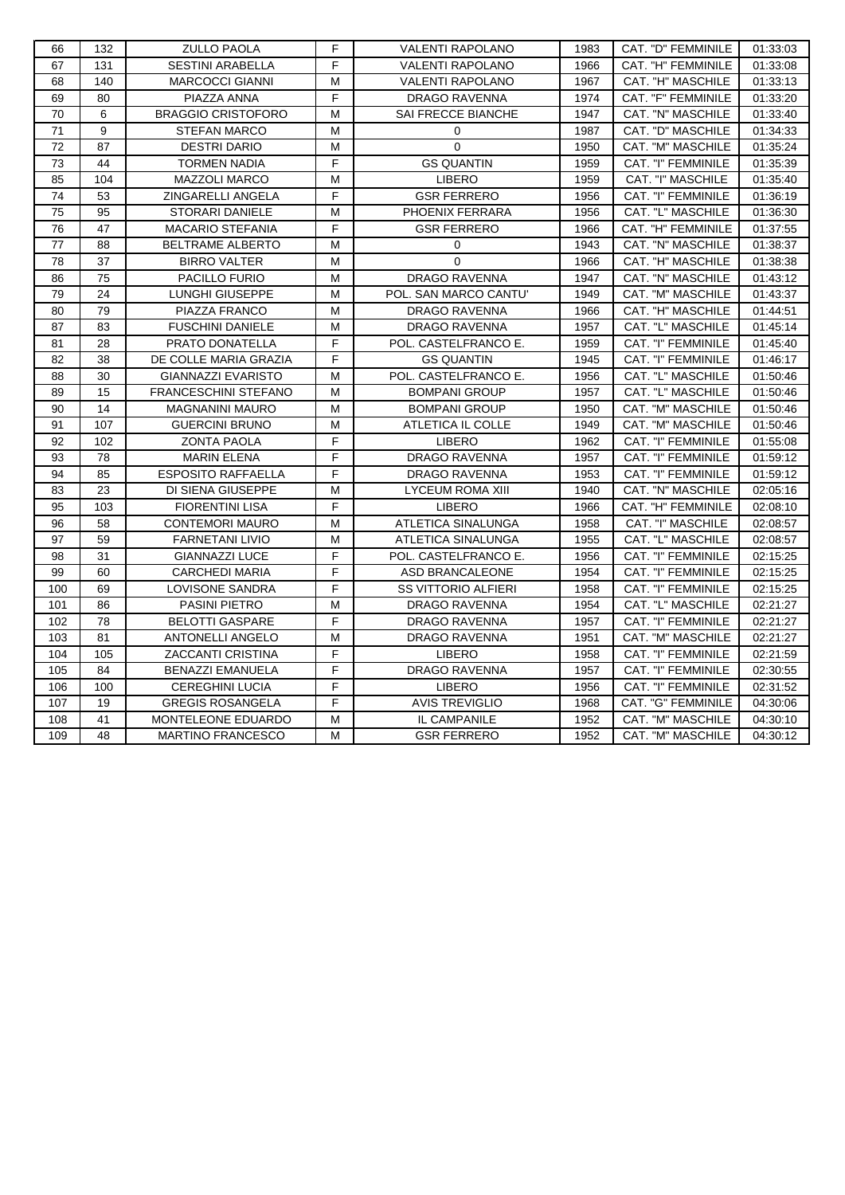| | | | | | | | |
|---|---|---|---|---|---|---|---|
| 66 | 132 | ZULLO PAOLA | F | VALENTI RAPOLANO | 1983 | CAT. "D" FEMMINILE | 01:33:03 |
| 67 | 131 | SESTINI ARABELLA | F | VALENTI RAPOLANO | 1966 | CAT. "H" FEMMINILE | 01:33:08 |
| 68 | 140 | MARCOCCI GIANNI | M | VALENTI RAPOLANO | 1967 | CAT. "H" MASCHILE | 01:33:13 |
| 69 | 80 | PIAZZA ANNA | F | DRAGO RAVENNA | 1974 | CAT. "F" FEMMINILE | 01:33:20 |
| 70 | 6 | BRAGGIO CRISTOFORO | M | SAI FRECCE BIANCHE | 1947 | CAT. "N" MASCHILE | 01:33:40 |
| 71 | 9 | STEFAN MARCO | M | 0 | 1987 | CAT. "D" MASCHILE | 01:34:33 |
| 72 | 87 | DESTRI DARIO | M | 0 | 1950 | CAT. "M" MASCHILE | 01:35:24 |
| 73 | 44 | TORMEN NADIA | F | GS QUANTIN | 1959 | CAT. "I" FEMMINILE | 01:35:39 |
| 85 | 104 | MAZZOLI MARCO | M | LIBERO | 1959 | CAT. "I" MASCHILE | 01:35:40 |
| 74 | 53 | ZINGARELLI ANGELA | F | GSR FERRERO | 1956 | CAT. "I" FEMMINILE | 01:36:19 |
| 75 | 95 | STORARI DANIELE | M | PHOENIX FERRARA | 1956 | CAT. "L" MASCHILE | 01:36:30 |
| 76 | 47 | MACARIO STEFANIA | F | GSR FERRERO | 1966 | CAT. "H" FEMMINILE | 01:37:55 |
| 77 | 88 | BELTRAME ALBERTO | M | 0 | 1943 | CAT. "N" MASCHILE | 01:38:37 |
| 78 | 37 | BIRRO VALTER | M | 0 | 1966 | CAT. "H" MASCHILE | 01:38:38 |
| 86 | 75 | PACILLO FURIO | M | DRAGO RAVENNA | 1947 | CAT. "N" MASCHILE | 01:43:12 |
| 79 | 24 | LUNGHI GIUSEPPE | M | POL. SAN MARCO CANTU' | 1949 | CAT. "M" MASCHILE | 01:43:37 |
| 80 | 79 | PIAZZA FRANCO | M | DRAGO RAVENNA | 1966 | CAT. "H" MASCHILE | 01:44:51 |
| 87 | 83 | FUSCHINI DANIELE | M | DRAGO RAVENNA | 1957 | CAT. "L" MASCHILE | 01:45:14 |
| 81 | 28 | PRATO DONATELLA | F | POL. CASTELFRANCO E. | 1959 | CAT. "I" FEMMINILE | 01:45:40 |
| 82 | 38 | DE COLLE MARIA GRAZIA | F | GS QUANTIN | 1945 | CAT. "I" FEMMINILE | 01:46:17 |
| 88 | 30 | GIANNAZZI EVARISTO | M | POL. CASTELFRANCO E. | 1956 | CAT. "L" MASCHILE | 01:50:46 |
| 89 | 15 | FRANCESCHINI STEFANO | M | BOMPANI GROUP | 1957 | CAT. "L" MASCHILE | 01:50:46 |
| 90 | 14 | MAGNANINI MAURO | M | BOMPANI GROUP | 1950 | CAT. "M" MASCHILE | 01:50:46 |
| 91 | 107 | GUERCINI BRUNO | M | ATLETICA IL COLLE | 1949 | CAT. "M" MASCHILE | 01:50:46 |
| 92 | 102 | ZONTA PAOLA | F | LIBERO | 1962 | CAT. "I" FEMMINILE | 01:55:08 |
| 93 | 78 | MARIN ELENA | F | DRAGO RAVENNA | 1957 | CAT. "I" FEMMINILE | 01:59:12 |
| 94 | 85 | ESPOSITO RAFFAELLA | F | DRAGO RAVENNA | 1953 | CAT. "I" FEMMINILE | 01:59:12 |
| 83 | 23 | DI SIENA GIUSEPPE | M | LYCEUM ROMA XIII | 1940 | CAT. "N" MASCHILE | 02:05:16 |
| 95 | 103 | FIORENTINI LISA | F | LIBERO | 1966 | CAT. "H" FEMMINILE | 02:08:10 |
| 96 | 58 | CONTEMORI MAURO | M | ATLETICA SINALUNGA | 1958 | CAT. "I" MASCHILE | 02:08:57 |
| 97 | 59 | FARNETANI LIVIO | M | ATLETICA SINALUNGA | 1955 | CAT. "L" MASCHILE | 02:08:57 |
| 98 | 31 | GIANNAZZI LUCE | F | POL. CASTELFRANCO E. | 1956 | CAT. "I" FEMMINILE | 02:15:25 |
| 99 | 60 | CARCHEDI MARIA | F | ASD BRANCALEONE | 1954 | CAT. "I" FEMMINILE | 02:15:25 |
| 100 | 69 | LOVISONE SANDRA | F | SS VITTORIO ALFIERI | 1958 | CAT. "I" FEMMINILE | 02:15:25 |
| 101 | 86 | PASINI PIETRO | M | DRAGO RAVENNA | 1954 | CAT. "L" MASCHILE | 02:21:27 |
| 102 | 78 | BELOTTI GASPARE | F | DRAGO RAVENNA | 1957 | CAT. "I" FEMMINILE | 02:21:27 |
| 103 | 81 | ANTONELLI ANGELO | M | DRAGO RAVENNA | 1951 | CAT. "M" MASCHILE | 02:21:27 |
| 104 | 105 | ZACCANTI CRISTINA | F | LIBERO | 1958 | CAT. "I" FEMMINILE | 02:21:59 |
| 105 | 84 | BENAZZI EMANUELA | F | DRAGO RAVENNA | 1957 | CAT. "I" FEMMINILE | 02:30:55 |
| 106 | 100 | CEREGHINI LUCIA | F | LIBERO | 1956 | CAT. "I" FEMMINILE | 02:31:52 |
| 107 | 19 | GREGIS ROSANGELA | F | AVIS TREVIGLIO | 1968 | CAT. "G" FEMMINILE | 04:30:06 |
| 108 | 41 | MONTELEONE EDUARDO | M | IL CAMPANILE | 1952 | CAT. "M" MASCHILE | 04:30:10 |
| 109 | 48 | MARTINO FRANCESCO | M | GSR FERRERO | 1952 | CAT. "M" MASCHILE | 04:30:12 |